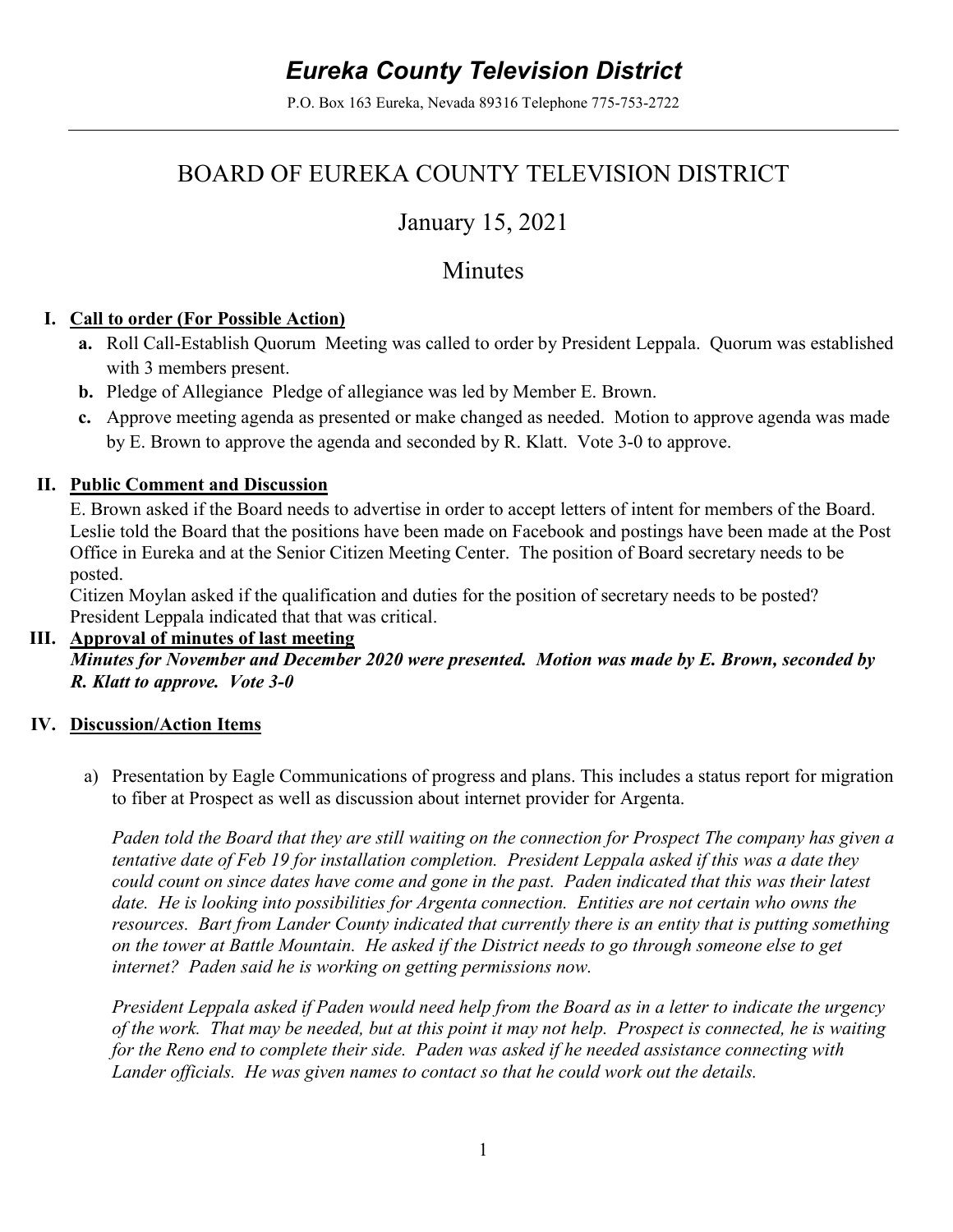# *Eureka County Television District*

P.O. Box 163 Eureka, Nevada 89316 Telephone 775-753-2722

## BOARD OF EUREKA COUNTY TELEVISION DISTRICT

## January 15, 2021

## Minutes

**I. Call to order (For Possible Action)**

- **a.** Roll Call-Establish Quorum Meeting was called to order by President Leppala. Quorum was established with 3 members present.
- **b.** Pledge of Allegiance Pledge of allegiance was led by Member E. Brown.
- **c.** Approve meeting agenda as presented or make changed as needed. Motion to approve agenda was made by E. Brown to approve the agenda and seconded by R. Klatt. Vote 3-0 to approve.

**II. Public Comment and Discussion**

E. Brown asked if the Board needs to advertise in order to accept letters of intent for members of the Board. Leslie told the Board that the positions have been made on Facebook and postings have been made at the Post Office in Eureka and at the Senior Citizen Meeting Center. The position of Board secretary needs to be posted.

Citizen Moylan asked if the qualification and duties for the position of secretary needs to be posted? President Leppala indicated that that was critical.

**III. Approval of minutes of last meeting**

***Minutes for November and December 2020 were presented. Motion was made by E. Brown, seconded by R. Klatt to approve. Vote 3-0***

**IV. Discussion/Action Items**

a) Presentation by Eagle Communications of progress and plans. This includes a status report for migration to fiber at Prospect as well as discussion about internet provider for Argenta.

*Paden told the Board that they are still waiting on the connection for Prospect The company has given a tentative date of Feb 19 for installation completion. President Leppala asked if this was a date they could count on since dates have come and gone in the past. Paden indicated that this was their latest date. He is looking into possibilities for Argenta connection. Entities are not certain who owns the resources. Bart from Lander County indicated that currently there is an entity that is putting something on the tower at Battle Mountain. He asked if the District needs to go through someone else to get internet? Paden said he is working on getting permissions now.*

*President Leppala asked if Paden would need help from the Board as in a letter to indicate the urgency of the work. That may be needed, but at this point it may not help. Prospect is connected, he is waiting for the Reno end to complete their side. Paden was asked if he needed assistance connecting with Lander officials. He was given names to contact so that he could work out the details.*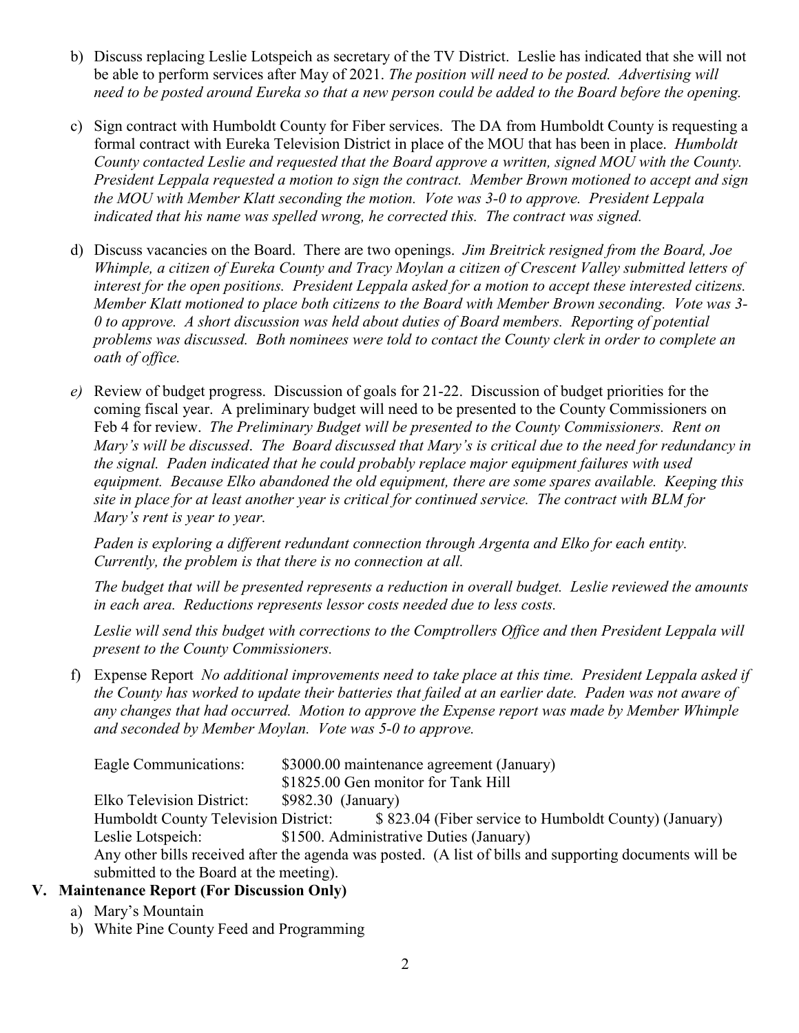b) Discuss replacing Leslie Lotspeich as secretary of the TV District. Leslie has indicated that she will not be able to perform services after May of 2021. *The position will need to be posted. Advertising will need to be posted around Eureka so that a new person could be added to the Board before the opening.*

c) Sign contract with Humboldt County for Fiber services. The DA from Humboldt County is requesting a formal contract with Eureka Television District in place of the MOU that has been in place. *Humboldt County contacted Leslie and requested that the Board approve a written, signed MOU with the County. President Leppala requested a motion to sign the contract. Member Brown motioned to accept and sign the MOU with Member Klatt seconding the motion. Vote was 3-0 to approve. President Leppala indicated that his name was spelled wrong, he corrected this. The contract was signed.*

d) Discuss vacancies on the Board. There are two openings. *Jim Breitrick resigned from the Board, Joe Whimple, a citizen of Eureka County and Tracy Moylan a citizen of Crescent Valley submitted letters of interest for the open positions. President Leppala asked for a motion to accept these interested citizens. Member Klatt motioned to place both citizens to the Board with Member Brown seconding. Vote was 3-0 to approve. A short discussion was held about duties of Board members. Reporting of potential problems was discussed. Both nominees were told to contact the County clerk in order to complete an oath of office.*

*e)* Review of budget progress. Discussion of goals for 21-22. Discussion of budget priorities for the coming fiscal year. A preliminary budget will need to be presented to the County Commissioners on Feb 4 for review. *The Preliminary Budget will be presented to the County Commissioners. Rent on Mary's will be discussed. The Board discussed that Mary's is critical due to the need for redundancy in the signal. Paden indicated that he could probably replace major equipment failures with used equipment. Because Elko abandoned the old equipment, there are some spares available. Keeping this site in place for at least another year is critical for continued service. The contract with BLM for Mary's rent is year to year.*

*Paden is exploring a different redundant connection through Argenta and Elko for each entity. Currently, the problem is that there is no connection at all.*

*The budget that will be presented represents a reduction in overall budget. Leslie reviewed the amounts in each area. Reductions represents lessor costs needed due to less costs.*

*Leslie will send this budget with corrections to the Comptrollers Office and then President Leppala will present to the County Commissioners.*

f) Expense Report *No additional improvements need to take place at this time. President Leppala asked if the County has worked to update their batteries that failed at an earlier date. Paden was not aware of any changes that had occurred. Motion to approve the Expense report was made by Member Whimple and seconded by Member Moylan. Vote was 5-0 to approve.*

Eagle Communications: $3000.00 maintenance agreement (January)
$1825.00 Gen monitor for Tank Hill
Elko Television District: $982.30 (January)
Humboldt County Television District: $ 823.04 (Fiber service to Humboldt County) (January)
Leslie Lotspeich: $1500. Administrative Duties (January)
Any other bills received after the agenda was posted. (A list of bills and supporting documents will be submitted to the Board at the meeting).

## V. Maintenance Report (For Discussion Only)

a) Mary's Mountain
b) White Pine County Feed and Programming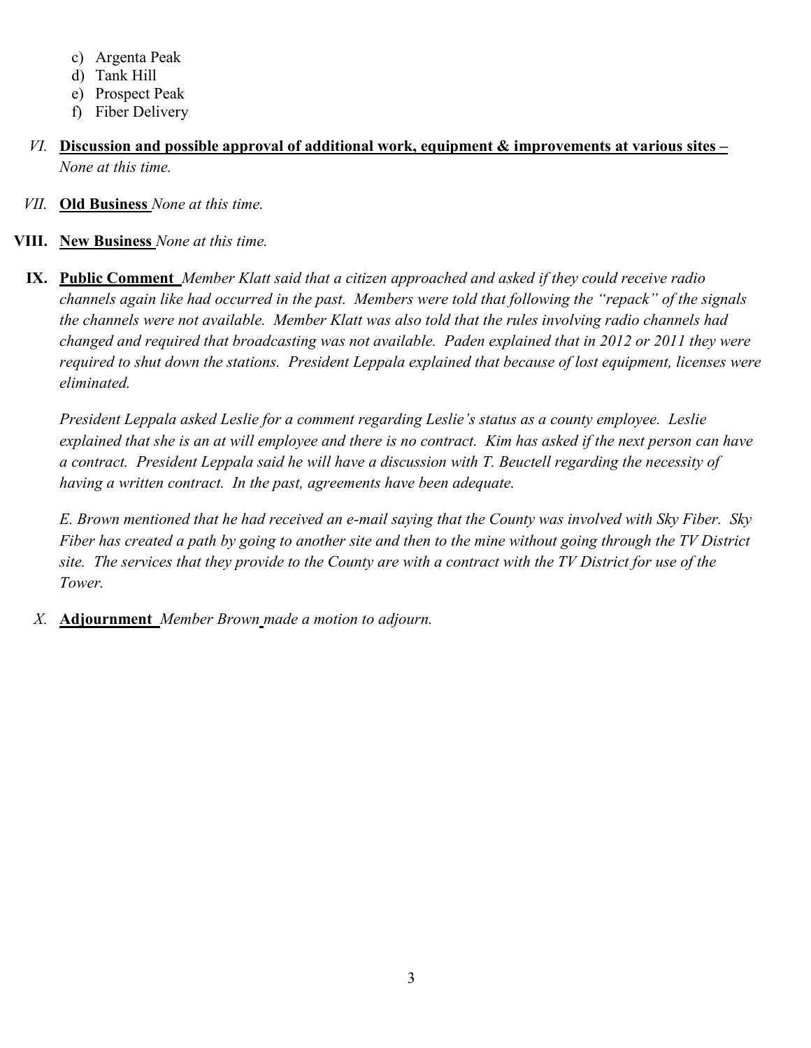c) Argenta Peak
d) Tank Hill
e) Prospect Peak
f) Fiber Delivery

*VI.* **Discussion and possible approval of additional work, equipment & improvements at various sites –** *None at this time.*

*VII.* **Old Business** *None at this time.*

**VIII.** **New Business** *None at this time.*

**IX.** **Public Comment** *Member Klatt said that a citizen approached and asked if they could receive radio channels again like had occurred in the past. Members were told that following the "repack" of the signals the channels were not available. Member Klatt was also told that the rules involving radio channels had changed and required that broadcasting was not available. Paden explained that in 2012 or 2011 they were required to shut down the stations. President Leppala explained that because of lost equipment, licenses were eliminated.*

*President Leppala asked Leslie for a comment regarding Leslie's status as a county employee. Leslie explained that she is an at will employee and there is no contract. Kim has asked if the next person can have a contract. President Leppala said he will have a discussion with T. Beuctell regarding the necessity of having a written contract. In the past, agreements have been adequate.*

*E. Brown mentioned that he had received an e-mail saying that the County was involved with Sky Fiber. Sky Fiber has created a path by going to another site and then to the mine without going through the TV District site. The services that they provide to the County are with a contract with the TV District for use of the Tower.*

*X.* **Adjournment** *Member Brown made a motion to adjourn.*